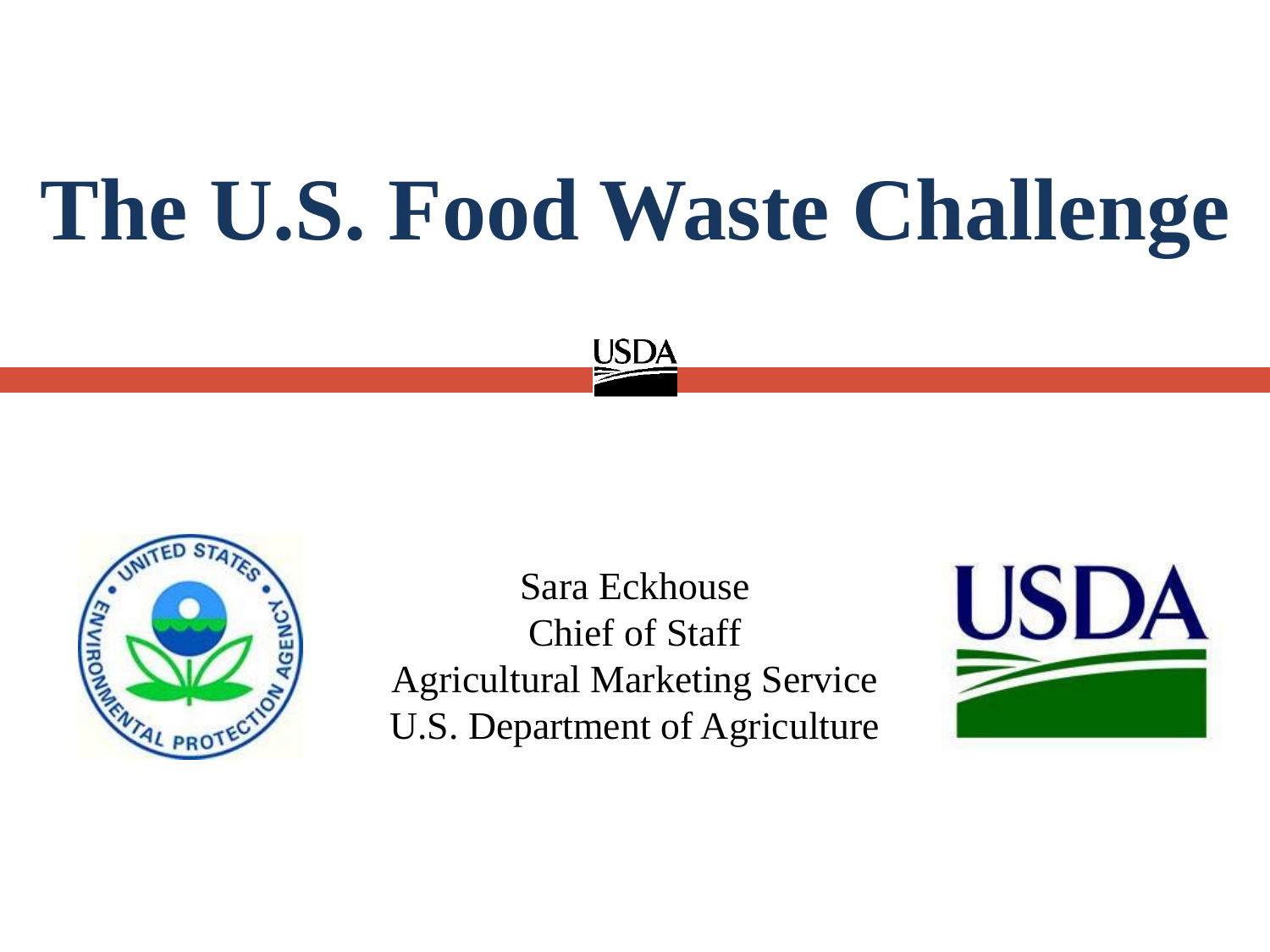# The U.S. Food Waste Challenge

Sara Eckhouse
Chief of Staff
Agricultural Marketing Service
U.S. Department of Agriculture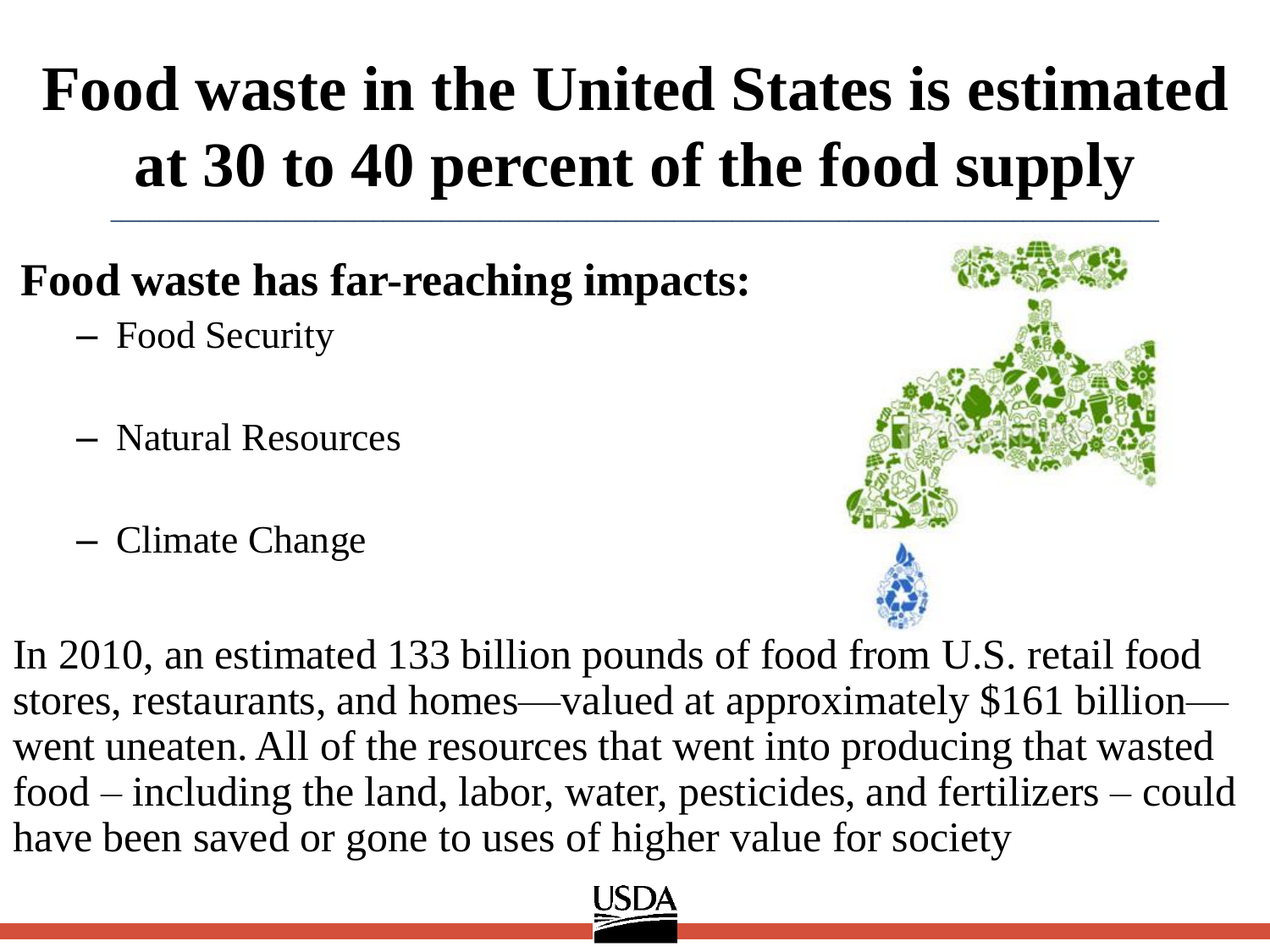# Food waste in the United States is estimated at 30 to 40 percent of the food supply

**Food waste has far-reaching impacts:**

- Food Security
- Natural Resources
- Climate Change

In 2010, an estimated 133 billion pounds of food from U.S. retail food stores, restaurants, and homes—valued at approximately $161 billion—went uneaten. All of the resources that went into producing that wasted food – including the land, labor, water, pesticides, and fertilizers – could have been saved or gone to uses of higher value for society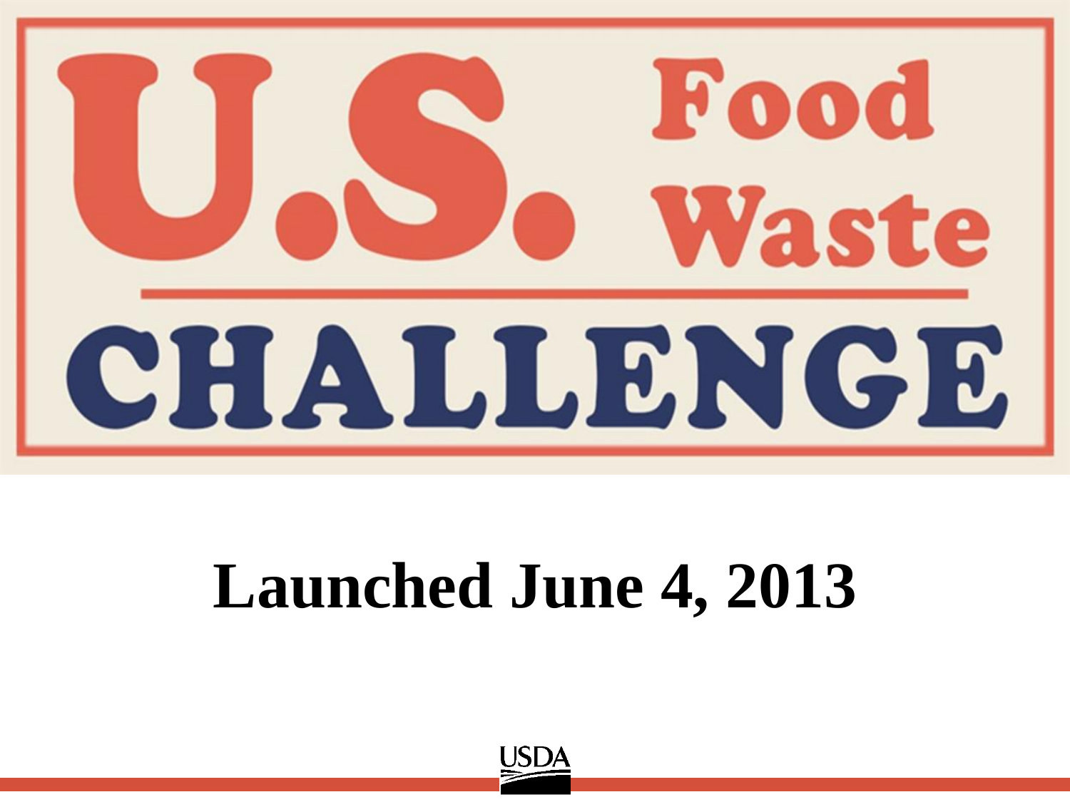# U.S. Food Waste CHALLENGE

**Launched June 4, 2013**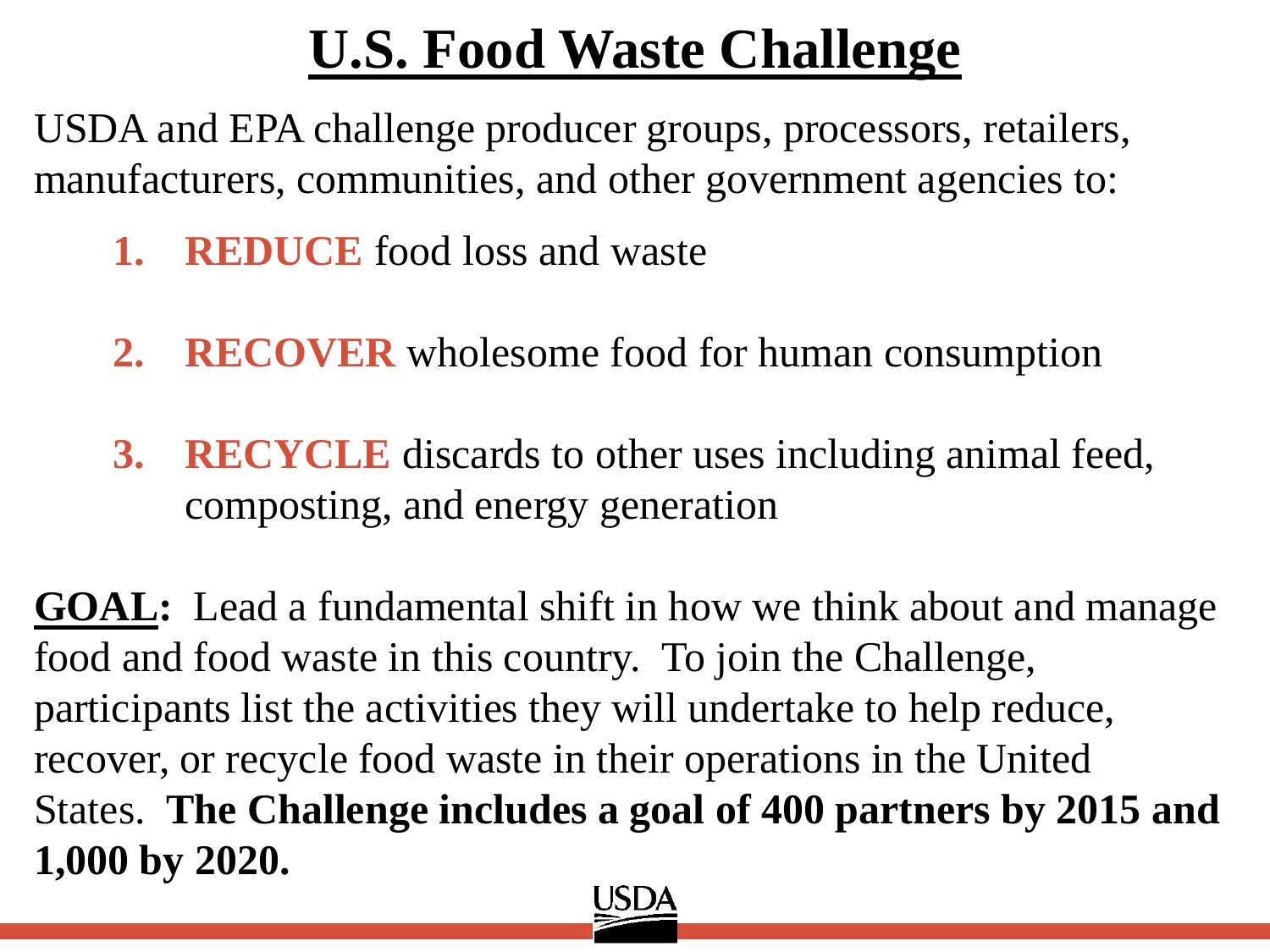# U.S. Food Waste Challenge

USDA and EPA challenge producer groups, processors, retailers, manufacturers, communities, and other government agencies to:

1. **REDUCE** food loss and waste
2. **RECOVER** wholesome food for human consumption
3. **RECYCLE** discards to other uses including animal feed, composting, and energy generation

**GOAL:** Lead a fundamental shift in how we think about and manage food and food waste in this country. To join the Challenge, participants list the activities they will undertake to help reduce, recover, or recycle food waste in their operations in the United States. **The Challenge includes a goal of 400 partners by 2015 and 1,000 by 2020.**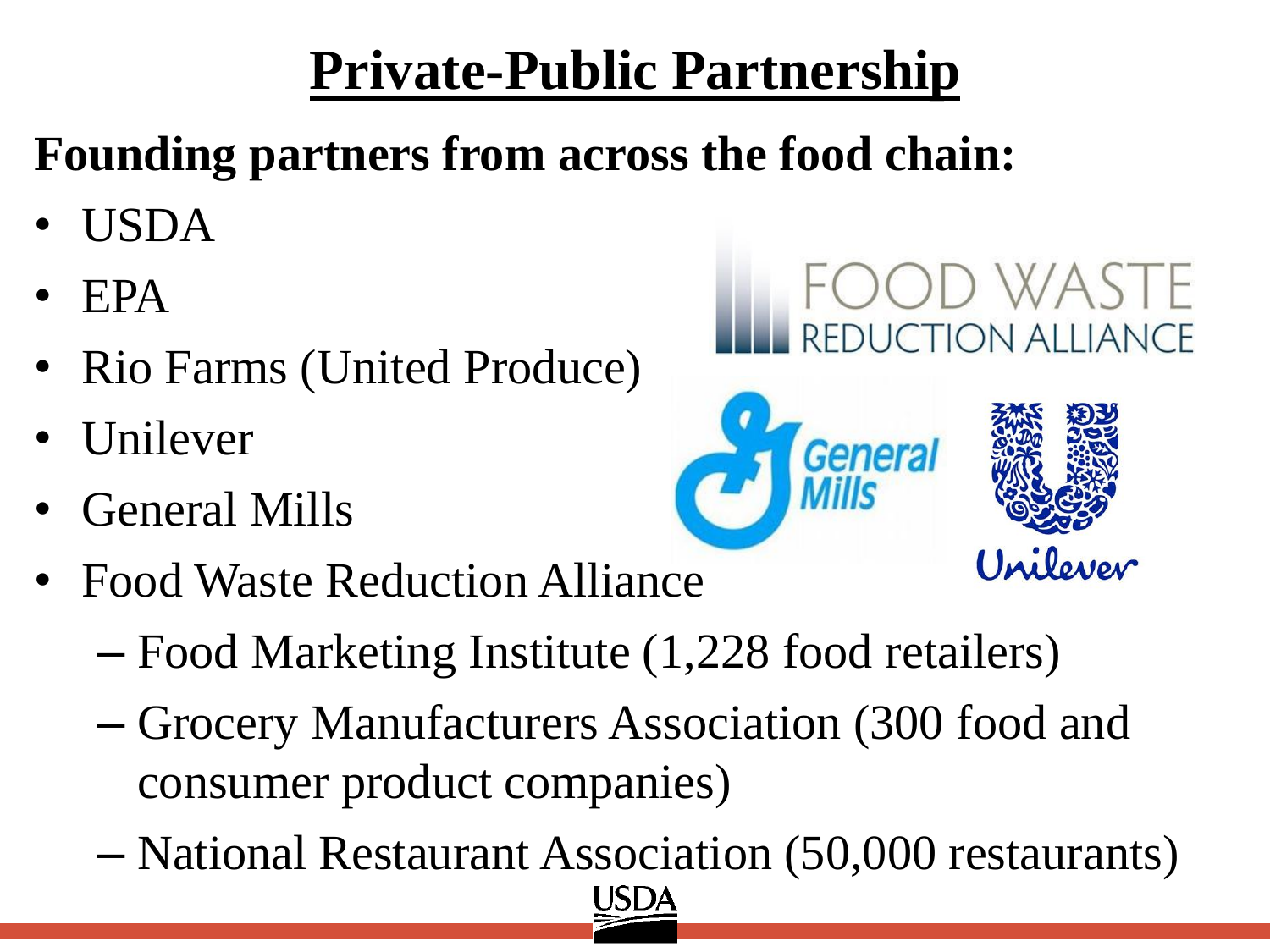# Private-Public Partnership

**Founding partners from across the food chain:**

- USDA
- EPA
- Rio Farms (United Produce)
- Unilever
- General Mills
- Food Waste Reduction Alliance
  - Food Marketing Institute (1,228 food retailers)
  - Grocery Manufacturers Association (300 food and consumer product companies)
  - National Restaurant Association (50,000 restaurants)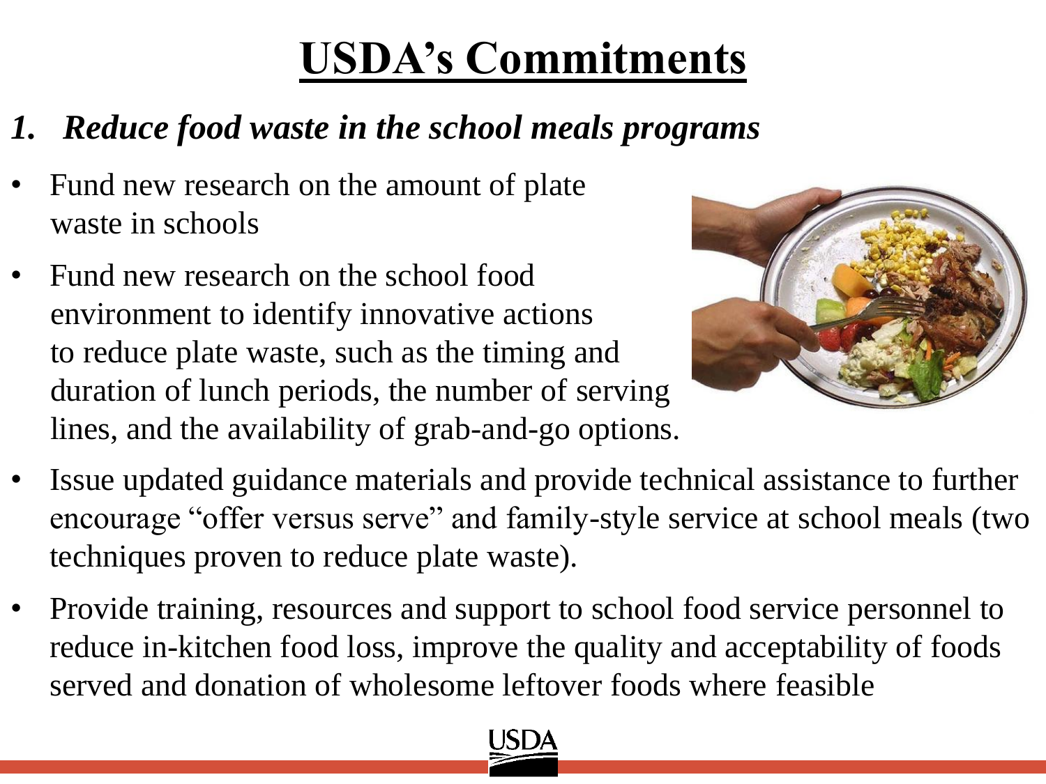# USDA's Commitments

1. ***Reduce food waste in the school meals programs***

- Fund new research on the amount of plate waste in schools
- Fund new research on the school food environment to identify innovative actions to reduce plate waste, such as the timing and duration of lunch periods, the number of serving lines, and the availability of grab-and-go options.
- Issue updated guidance materials and provide technical assistance to further encourage "offer versus serve" and family-style service at school meals (two techniques proven to reduce plate waste).
- Provide training, resources and support to school food service personnel to reduce in-kitchen food loss, improve the quality and acceptability of foods served and donation of wholesome leftover foods where feasible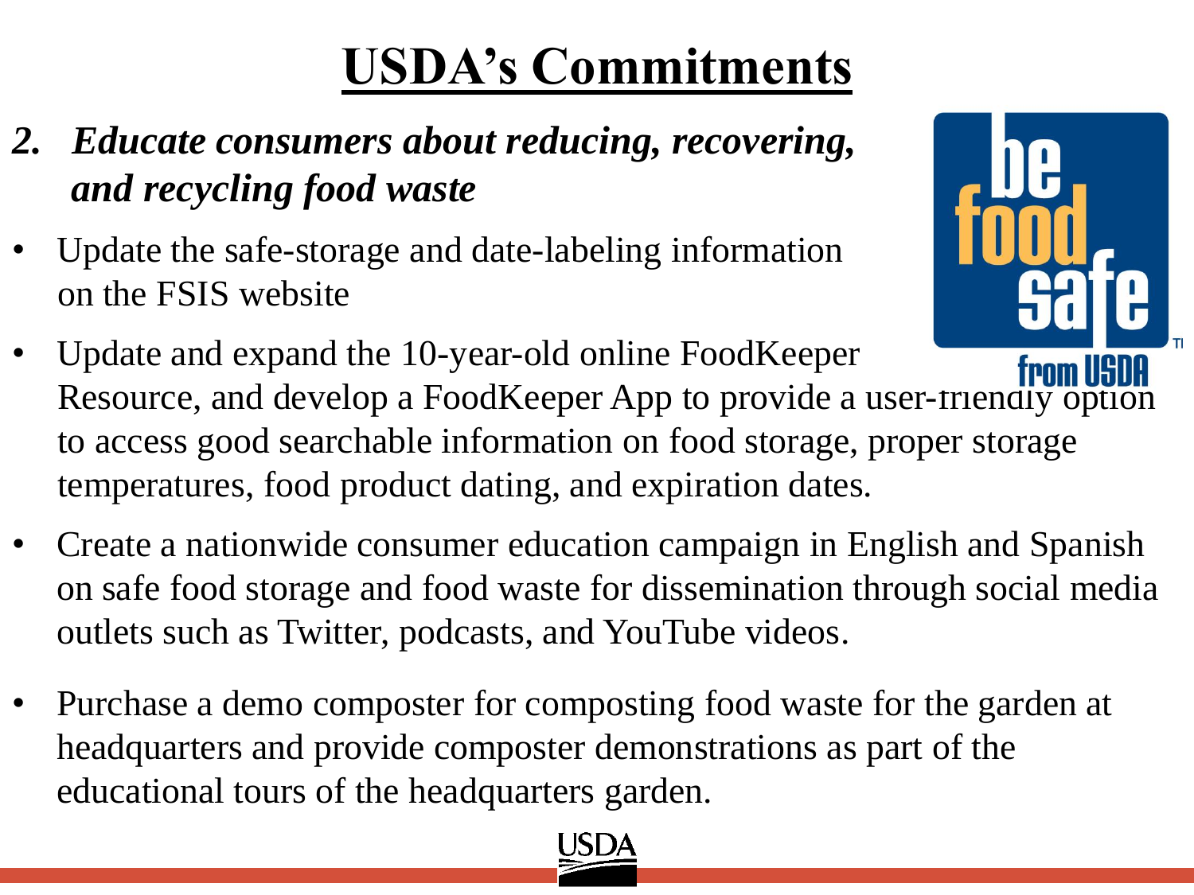# USDA's Commitments

*2. Educate consumers about reducing, recovering, and recycling food waste*

- Update the safe-storage and date-labeling information on the FSIS website
- Update and expand the 10-year-old online FoodKeeper Resource, and develop a FoodKeeper App to provide a user-friendly option to access good searchable information on food storage, proper storage temperatures, food product dating, and expiration dates.
- Create a nationwide consumer education campaign in English and Spanish on safe food storage and food waste for dissemination through social media outlets such as Twitter, podcasts, and YouTube videos.
- Purchase a demo composter for composting food waste for the garden at headquarters and provide composter demonstrations as part of the educational tours of the headquarters garden.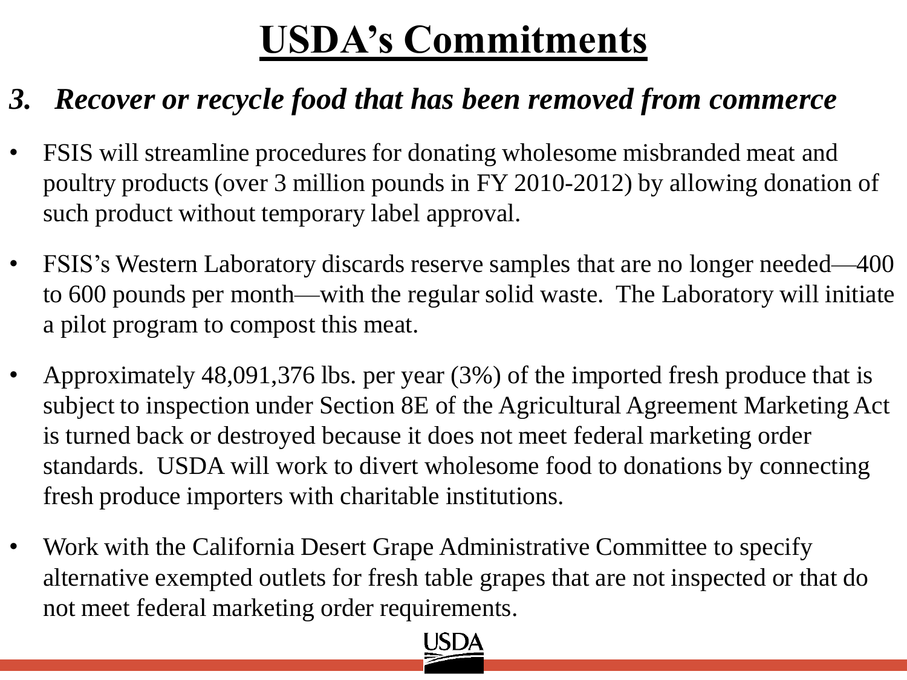# USDA's Commitments

### *3. Recover or recycle food that has been removed from commerce*

- FSIS will streamline procedures for donating wholesome misbranded meat and poultry products (over 3 million pounds in FY 2010-2012) by allowing donation of such product without temporary label approval.
- FSIS's Western Laboratory discards reserve samples that are no longer needed—400 to 600 pounds per month—with the regular solid waste. The Laboratory will initiate a pilot program to compost this meat.
- Approximately 48,091,376 lbs. per year (3%) of the imported fresh produce that is subject to inspection under Section 8E of the Agricultural Agreement Marketing Act is turned back or destroyed because it does not meet federal marketing order standards. USDA will work to divert wholesome food to donations by connecting fresh produce importers with charitable institutions.
- Work with the California Desert Grape Administrative Committee to specify alternative exempted outlets for fresh table grapes that are not inspected or that do not meet federal marketing order requirements.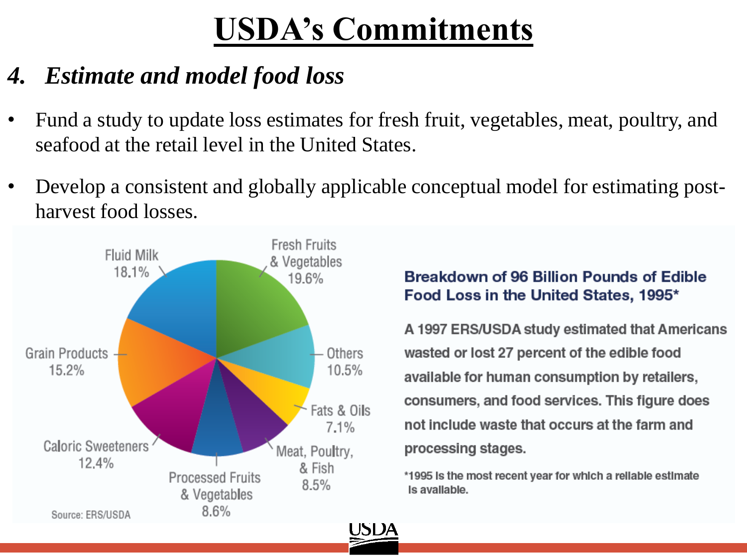# USDA's Commitments

## *4. Estimate and model food loss*

- Fund a study to update loss estimates for fresh fruit, vegetables, meat, poultry, and seafood at the retail level in the United States.
- Develop a consistent and globally applicable conceptual model for estimating post-harvest food losses.

Fluid Milk 18.1%
Fresh Fruits & Vegetables 19.6%
Others 10.5%
Fats & Oils 7.1%
Meat, Poultry, & Fish 8.5%
Processed Fruits & Vegetables 8.6%
Caloric Sweeteners 12.4%
Grain Products 15.2%

Source: ERS/USDA

**Breakdown of 96 Billion Pounds of Edible Food Loss in the United States, 1995***

A 1997 ERS/USDA study estimated that Americans wasted or lost 27 percent of the edible food available for human consumption by retailers, consumers, and food services. This figure does not include waste that occurs at the farm and processing stages.

*1995 is the most recent year for which a reliable estimate is available.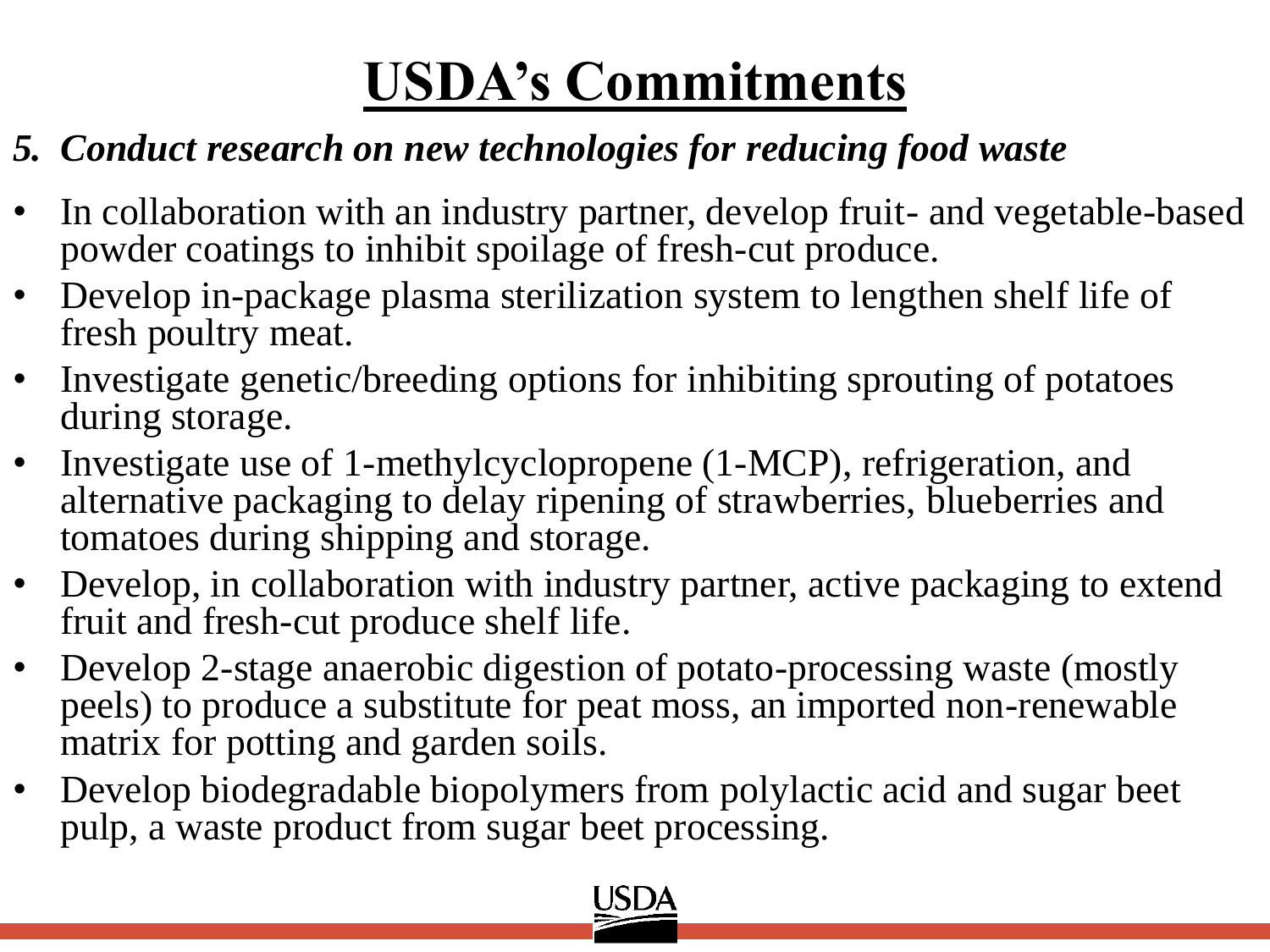# USDA's Commitments

***5. Conduct research on new technologies for reducing food waste***

- In collaboration with an industry partner, develop fruit- and vegetable-based powder coatings to inhibit spoilage of fresh-cut produce.
- Develop in-package plasma sterilization system to lengthen shelf life of fresh poultry meat.
- Investigate genetic/breeding options for inhibiting sprouting of potatoes during storage.
- Investigate use of 1-methylcyclopropene (1-MCP), refrigeration, and alternative packaging to delay ripening of strawberries, blueberries and tomatoes during shipping and storage.
- Develop, in collaboration with industry partner, active packaging to extend fruit and fresh-cut produce shelf life.
- Develop 2-stage anaerobic digestion of potato-processing waste (mostly peels) to produce a substitute for peat moss, an imported non-renewable matrix for potting and garden soils.
- Develop biodegradable biopolymers from polylactic acid and sugar beet pulp, a waste product from sugar beet processing.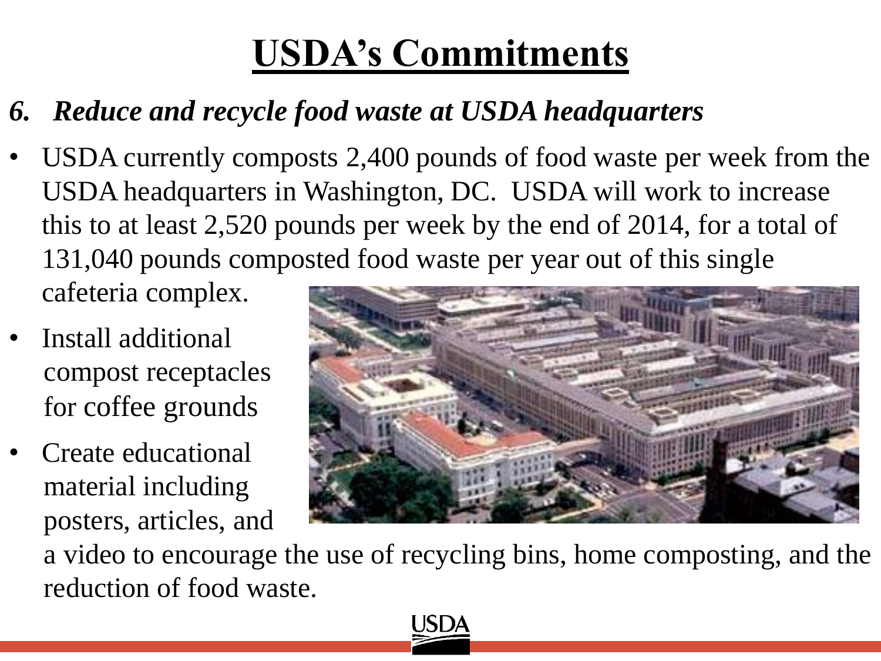# USDA's Commitments

*6. Reduce and recycle food waste at USDA headquarters*

- USDA currently composts 2,400 pounds of food waste per week from the USDA headquarters in Washington, DC. USDA will work to increase this to at least 2,520 pounds per week by the end of 2014, for a total of 131,040 pounds composted food waste per year out of this single cafeteria complex.
- Install additional compost receptacles for coffee grounds
- Create educational material including posters, articles, and a video to encourage the use of recycling bins, home composting, and the reduction of food waste.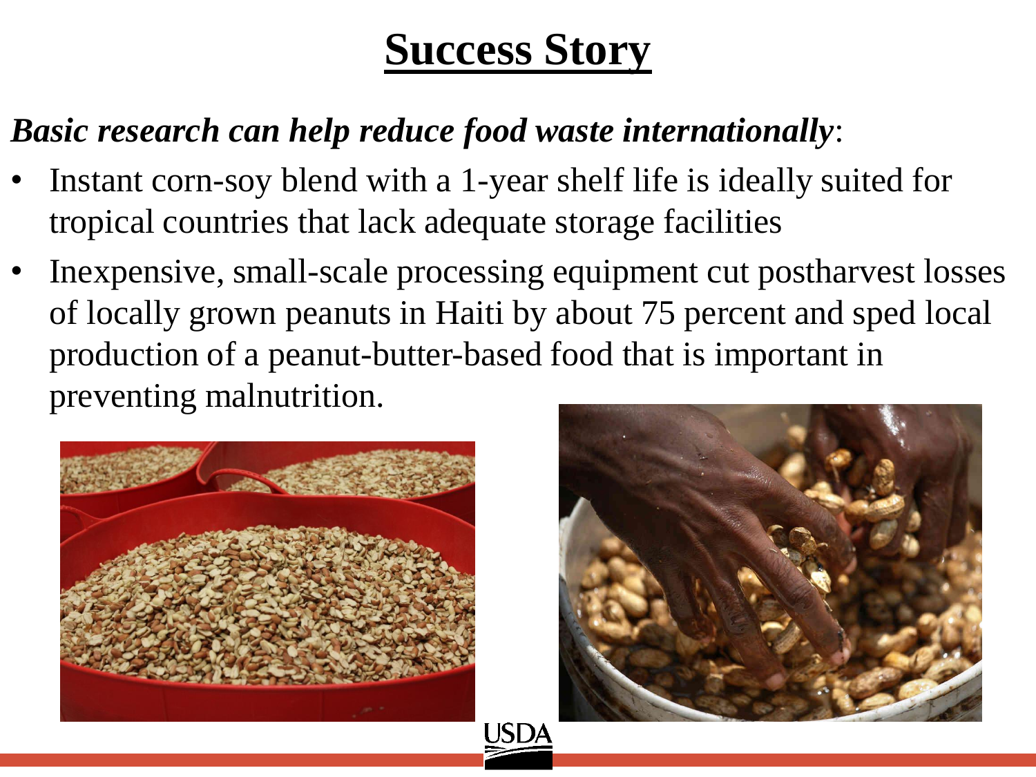# Success Story

***Basic research can help reduce food waste internationally***:

- Instant corn-soy blend with a 1-year shelf life is ideally suited for tropical countries that lack adequate storage facilities
- Inexpensive, small-scale processing equipment cut postharvest losses of locally grown peanuts in Haiti by about 75 percent and sped local production of a peanut-butter-based food that is important in preventing malnutrition.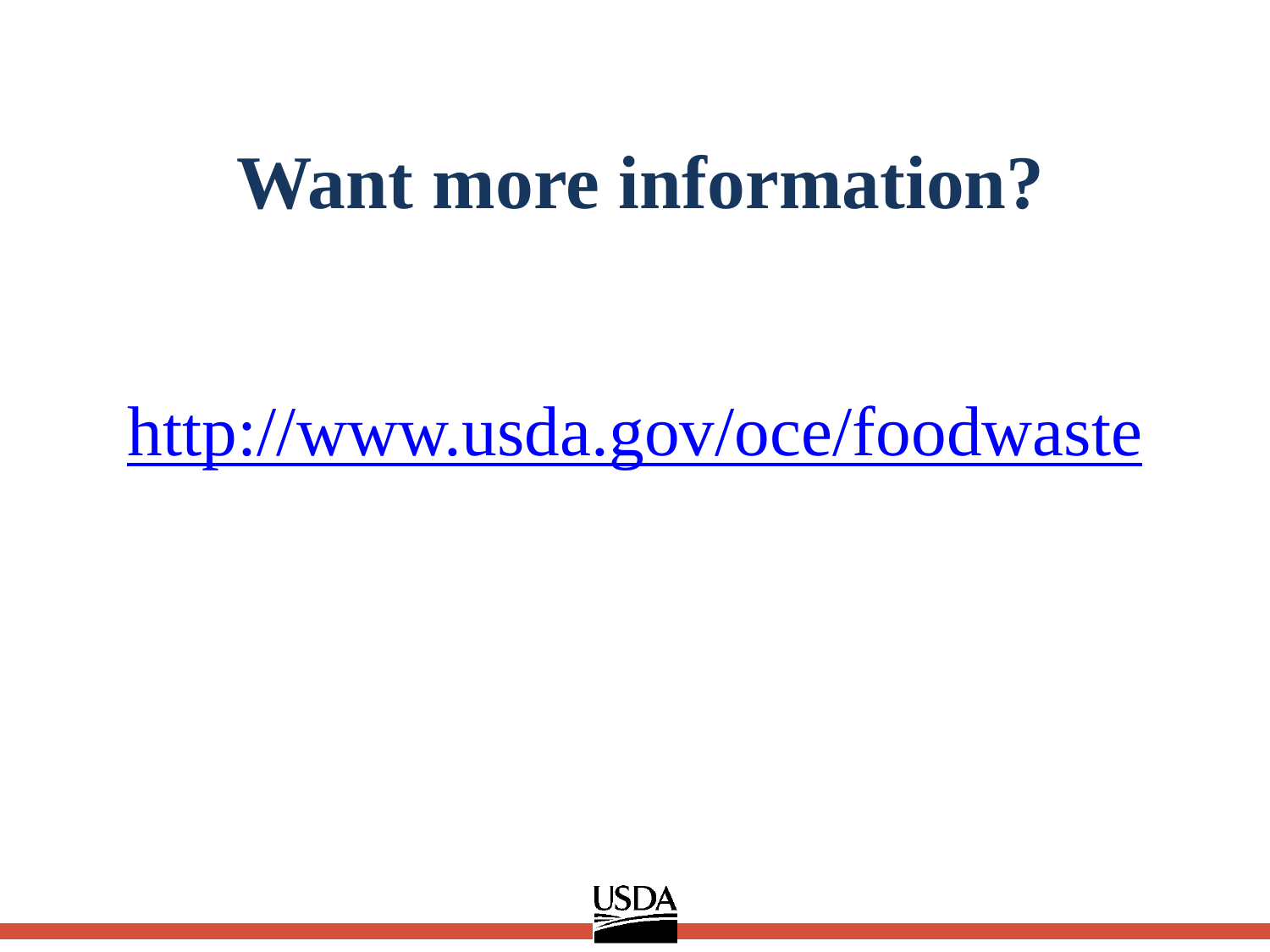# Want more information?

[http://www.usda.gov/oce/foodwaste](http://www.usda.gov/oce/foodwaste)